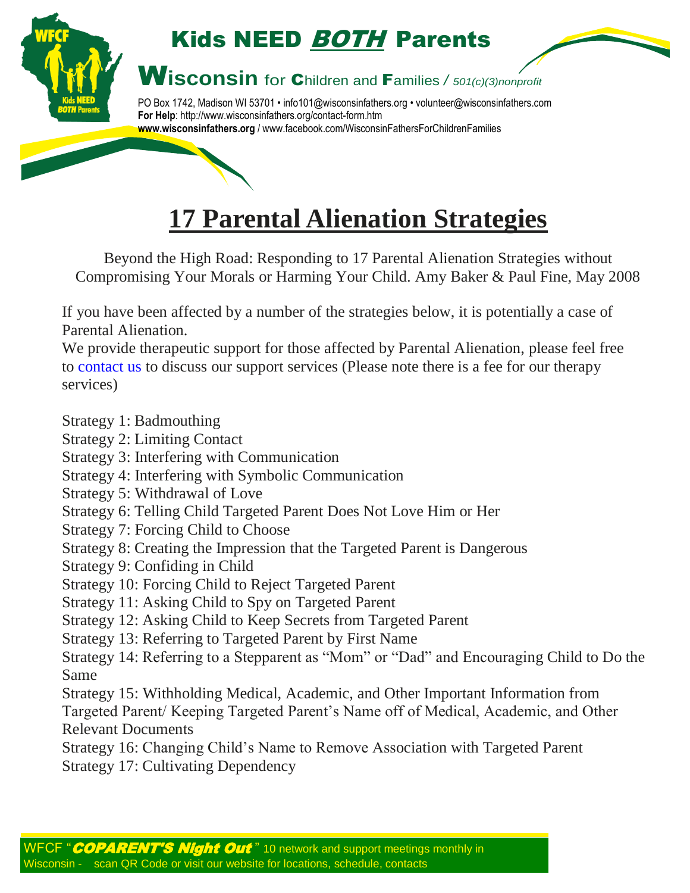# Kids NEED *BOTH* Parents

**Wisconsin** for **C**hildren and **F**amilies / *501(c)(3)nonprofit*

PO Box 1742, Madison WI 53701 • info101@wisconsinfathers.org • volunteer@wisconsinfathers.com
**For Help**: http://www.wisconsinfathers.org/contact-form.htm
**www.wisconsinfathers.org** / www.facebook.com/WisconsinFathersForChildrenFamilies

# 17 Parental Alienation Strategies

Beyond the High Road: Responding to 17 Parental Alienation Strategies without Compromising Your Morals or Harming Your Child. Amy Baker & Paul Fine, May 2008

If you have been affected by a number of the strategies below, it is potentially a case of Parental Alienation.
We provide therapeutic support for those affected by Parental Alienation, please feel free to contact us to discuss our support services (Please note there is a fee for our therapy services)

Strategy 1: Badmouthing
Strategy 2: Limiting Contact
Strategy 3: Interfering with Communication
Strategy 4: Interfering with Symbolic Communication
Strategy 5: Withdrawal of Love
Strategy 6: Telling Child Targeted Parent Does Not Love Him or Her
Strategy 7: Forcing Child to Choose
Strategy 8: Creating the Impression that the Targeted Parent is Dangerous
Strategy 9: Confiding in Child
Strategy 10: Forcing Child to Reject Targeted Parent
Strategy 11: Asking Child to Spy on Targeted Parent
Strategy 12: Asking Child to Keep Secrets from Targeted Parent
Strategy 13: Referring to Targeted Parent by First Name
Strategy 14: Referring to a Stepparent as “Mom” or “Dad” and Encouraging Child to Do the Same
Strategy 15: Withholding Medical, Academic, and Other Important Information from Targeted Parent/ Keeping Targeted Parent’s Name off of Medical, Academic, and Other Relevant Documents
Strategy 16: Changing Child’s Name to Remove Association with Targeted Parent
Strategy 17: Cultivating Dependency

WFCF “***COPARENT'S Night Out***” 10 network and support meetings monthly in Wisconsin - scan QR Code or visit our website for locations, schedule, contacts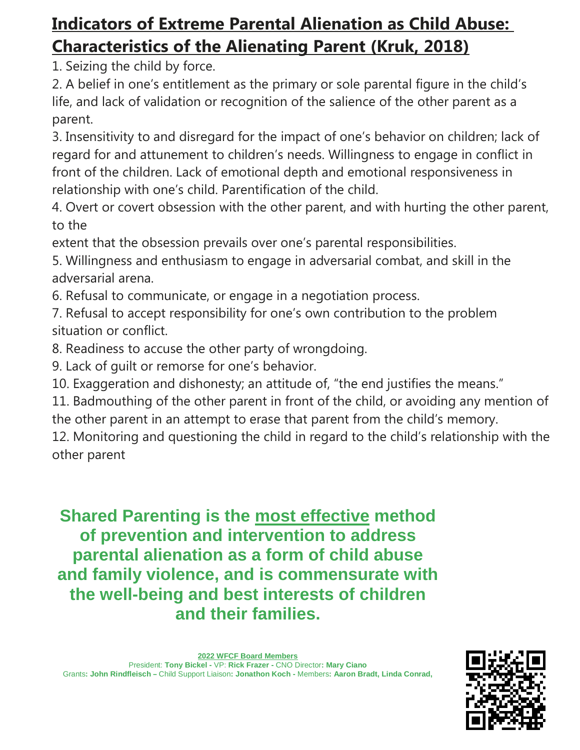# Indicators of Extreme Parental Alienation as Child Abuse: Characteristics of the Alienating Parent (Kruk, 2018)

1. Seizing the child by force.
2. A belief in one's entitlement as the primary or sole parental figure in the child's life, and lack of validation or recognition of the salience of the other parent as a parent.
3. Insensitivity to and disregard for the impact of one's behavior on children; lack of regard for and attunement to children's needs. Willingness to engage in conflict in front of the children. Lack of emotional depth and emotional responsiveness in relationship with one's child. Parentification of the child.
4. Overt or covert obsession with the other parent, and with hurting the other parent, to the extent that the obsession prevails over one's parental responsibilities.
5. Willingness and enthusiasm to engage in adversarial combat, and skill in the adversarial arena.
6. Refusal to communicate, or engage in a negotiation process.
7. Refusal to accept responsibility for one's own contribution to the problem situation or conflict.
8. Readiness to accuse the other party of wrongdoing.
9. Lack of guilt or remorse for one's behavior.
10. Exaggeration and dishonesty; an attitude of, "the end justifies the means."
11. Badmouthing of the other parent in front of the child, or avoiding any mention of the other parent in an attempt to erase that parent from the child's memory.
12. Monitoring and questioning the child in regard to the child's relationship with the other parent

**Shared Parenting is the <u>most effective</u> method of prevention and intervention to address parental alienation as a form of child abuse and family violence, and is commensurate with the well-being and best interests of children and their families.**

<u>**2022 WFCF Board Members**</u>
President: **Tony Bickel** - VP: **Rick Frazer** - CNO Director: **Mary Ciano**
Grants: **John Rindfleisch** – Child Support Liaison: **Jonathon Koch** - Members: **Aaron Bradt, Linda Conrad,**